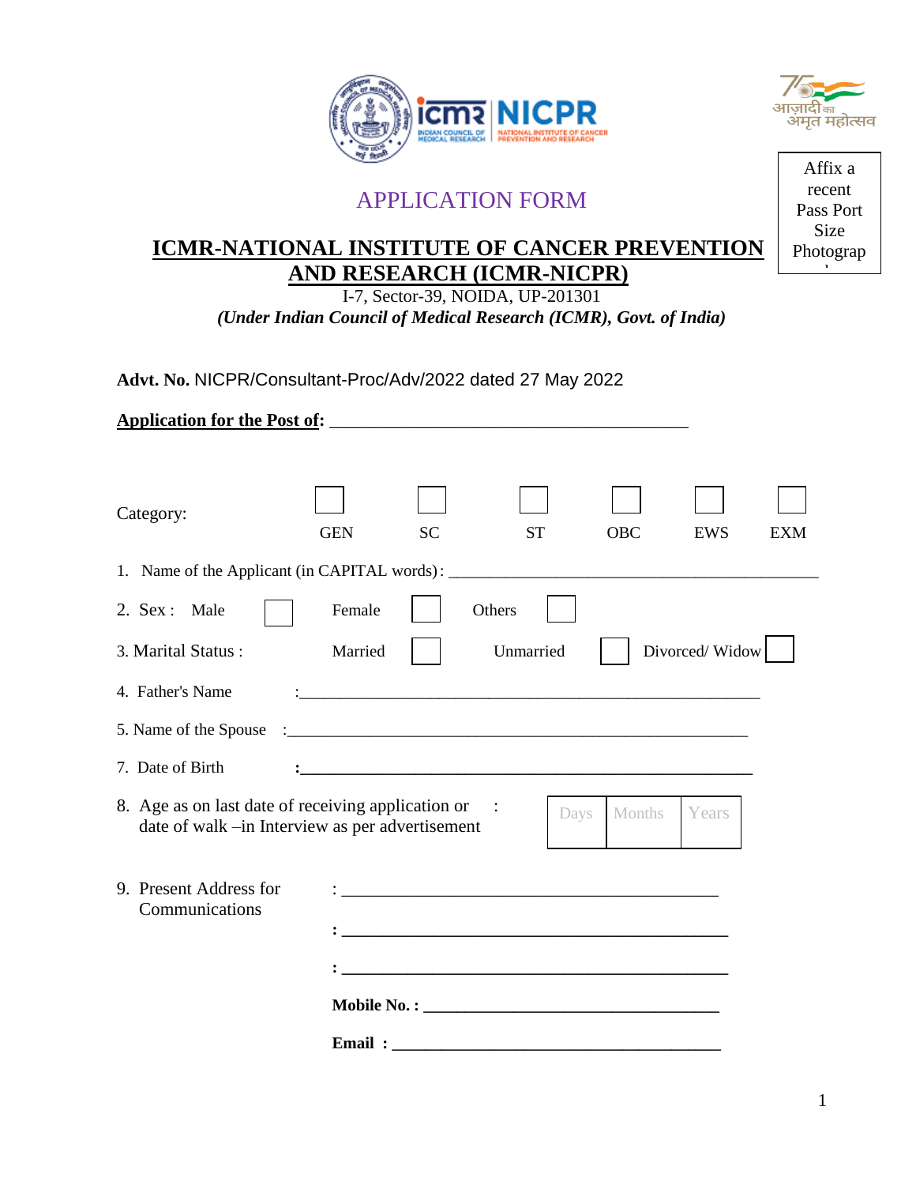Affix a recent Pass Port Size Photograph

# APPLICATION FORM

## ICMR-NATIONAL INSTITUTE OF CANCER PREVENTION AND RESEARCH (ICMR-NICPR)

I-7, Sector-39, NOIDA, UP-201301

***(Under Indian Council of Medical Research (ICMR), Govt. of India)***

**Advt. No.** NICPR/Consultant-Proc/Adv/2022 dated 27 May 2022

**Application for the Post of:** ________________________________________

Category: ☐ GEN ☐ SC ☐ ST ☐ OBC ☐ EWS ☐ EXM

1. Name of the Applicant (in CAPITAL words): ________________________________________

2. Sex : Male ☐ Female ☐ Others ☐

3. Marital Status : Married ☐ Unmarried ☐ Divorced/ Widow ☐

4. Father's Name : ________________________________________

5. Name of the Spouse : ________________________________________

7. Date of Birth : ________________________________________

8. Age as on last date of receiving application or date of walk –in Interview as per advertisement :

| Days | Months | Years |
|---|---|---|
| | | |

9. Present Address for Communications : ________________________________________

: ________________________________________

: ________________________________________

**Mobile No. :** ________________________________________

**Email :** ________________________________________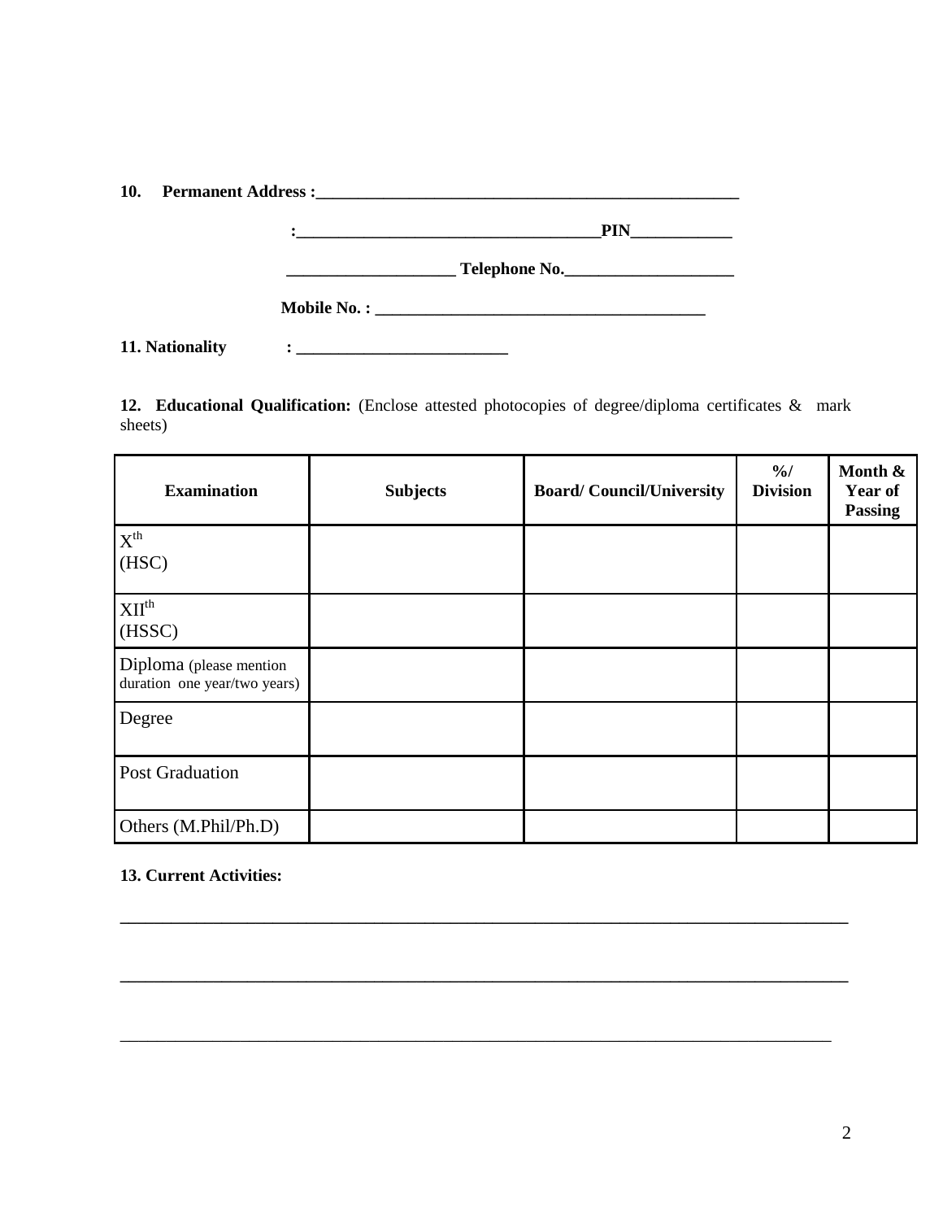**10. Permanent Address :**_____________________________________________________

**:**____________________________________**PIN**____________

____________________ **Telephone No.**____________________

**Mobile No. :** ________________________________________

**11. Nationality : **__________________________

**12. Educational Qualification:** (Enclose attested photocopies of degree/diploma certificates & mark sheets)

| **Examination** | **Subjects** | **Board/ Council/University** | **%/ Division** | **Month & Year of Passing** |
|---|---|---|---|---|
| $X^{th}$ (HSC) | | | | |
| $XII^{th}$ (HSSC) | | | | |
| Diploma (please mention duration one year/two years) | | | | |
| Degree | | | | |
| Post Graduation | | | | |
| Others (M.Phil/Ph.D) | | | | |

**13. Current Activities:**

______________________________________________________________________________________

______________________________________________________________________________________

______________________________________________________________________________________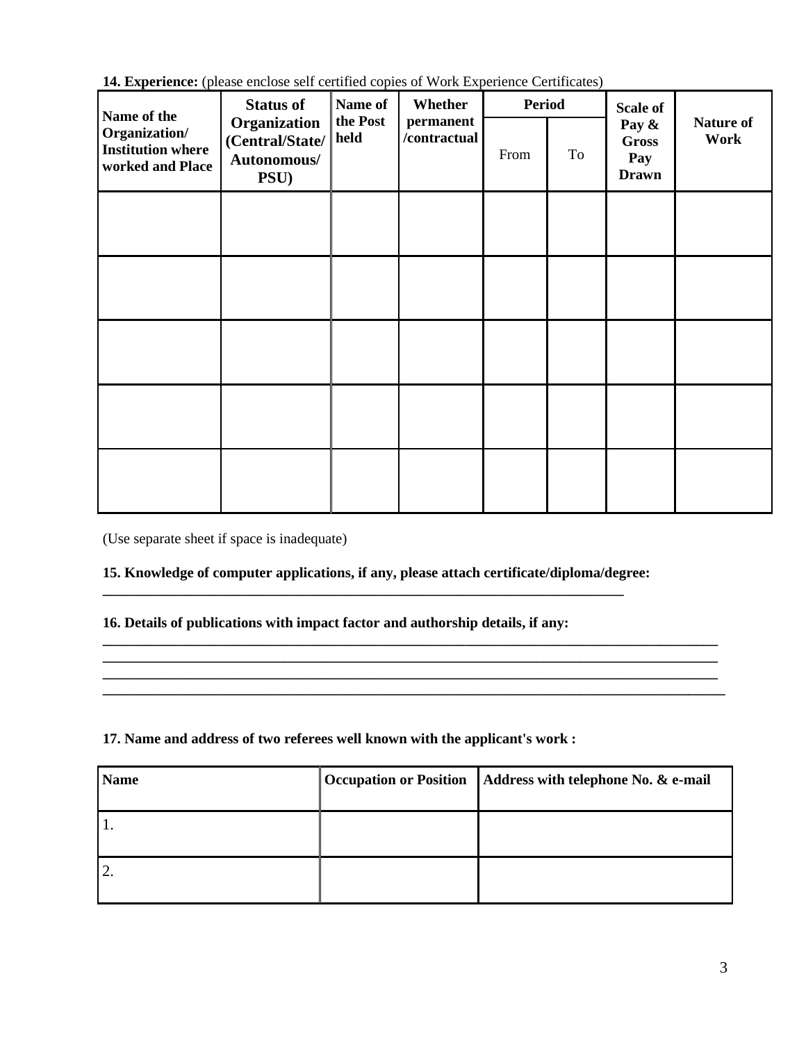**14. Experience:** (please enclose self certified copies of Work Experience Certificates)

| Name of the Organization/ Institution where worked and Place | Status of Organization (Central/State/ Autonomous/ PSU) | Name of the Post held | Whether permanent /contractual | Period | | Scale of Pay & Gross Pay Drawn | Nature of Work |
|---|---|---|---|---|---|---|---|
| | | | | From | To | | |
| | | | | | | | |
| | | | | | | | |
| | | | | | | | |
| | | | | | | | |
| | | | | | | | |

(Use separate sheet if space is inadequate)

**15. Knowledge of computer applications, if any, please attach certificate/diploma/degree:**

___________________________________________________________________________

**16. Details of publications with impact factor and authorship details, if any:**

___________________________________________________________________________
___________________________________________________________________________
___________________________________________________________________________
___________________________________________________________________________

**17. Name and address of two referees well known with the applicant's work :**

| Name | Occupation or Position | Address with telephone No. & e-mail |
|---|---|---|
| 1. | | |
| 2. | | |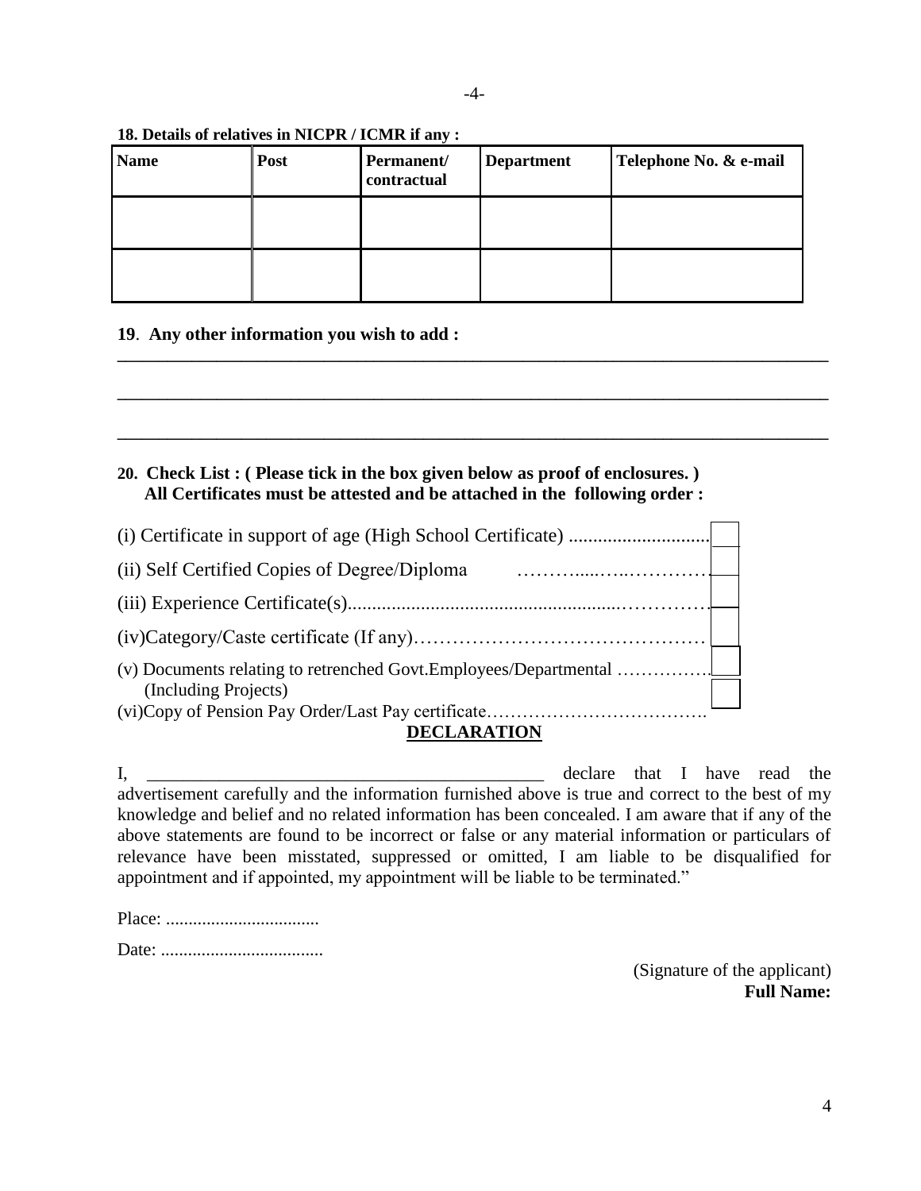**18. Details of relatives in NICPR / ICMR if any :**

| Name | Post | Permanent/ contractual | Department | Telephone No. & e-mail |
|---|---|---|---|---|
| | | | | |
| | | | | |

**19**. **Any other information you wish to add :**

______________________________________________________________________________

______________________________________________________________________________

______________________________________________________________________________

**20. Check List : ( Please tick in the box given below as proof of enclosures. )**
**All Certificates must be attested and be attached in the following order :**

(i) Certificate in support of age (High School Certificate) ............................ ☐

(ii) Self Certified Copies of Degree/Diploma ………....…..…………. ☐

(iii) Experience Certificate(s)......................................................…………. ☐

(iv)Category/Caste certificate (If any)……………………………………… ☐

(v) Documents relating to retrenched Govt.Employees/Departmental ……………. ☐
(Including Projects)

(vi)Copy of Pension Pay Order/Last Pay certificate………………………………. ☐

## DECLARATION

I, ____________________________________________ declare that I have read the advertisement carefully and the information furnished above is true and correct to the best of my knowledge and belief and no related information has been concealed. I am aware that if any of the above statements are found to be incorrect or false or any material information or particulars of relevance have been misstated, suppressed or omitted, I am liable to be disqualified for appointment and if appointed, my appointment will be liable to be terminated."

Place: ..................................

Date: ....................................

(Signature of the applicant)
**Full Name:**